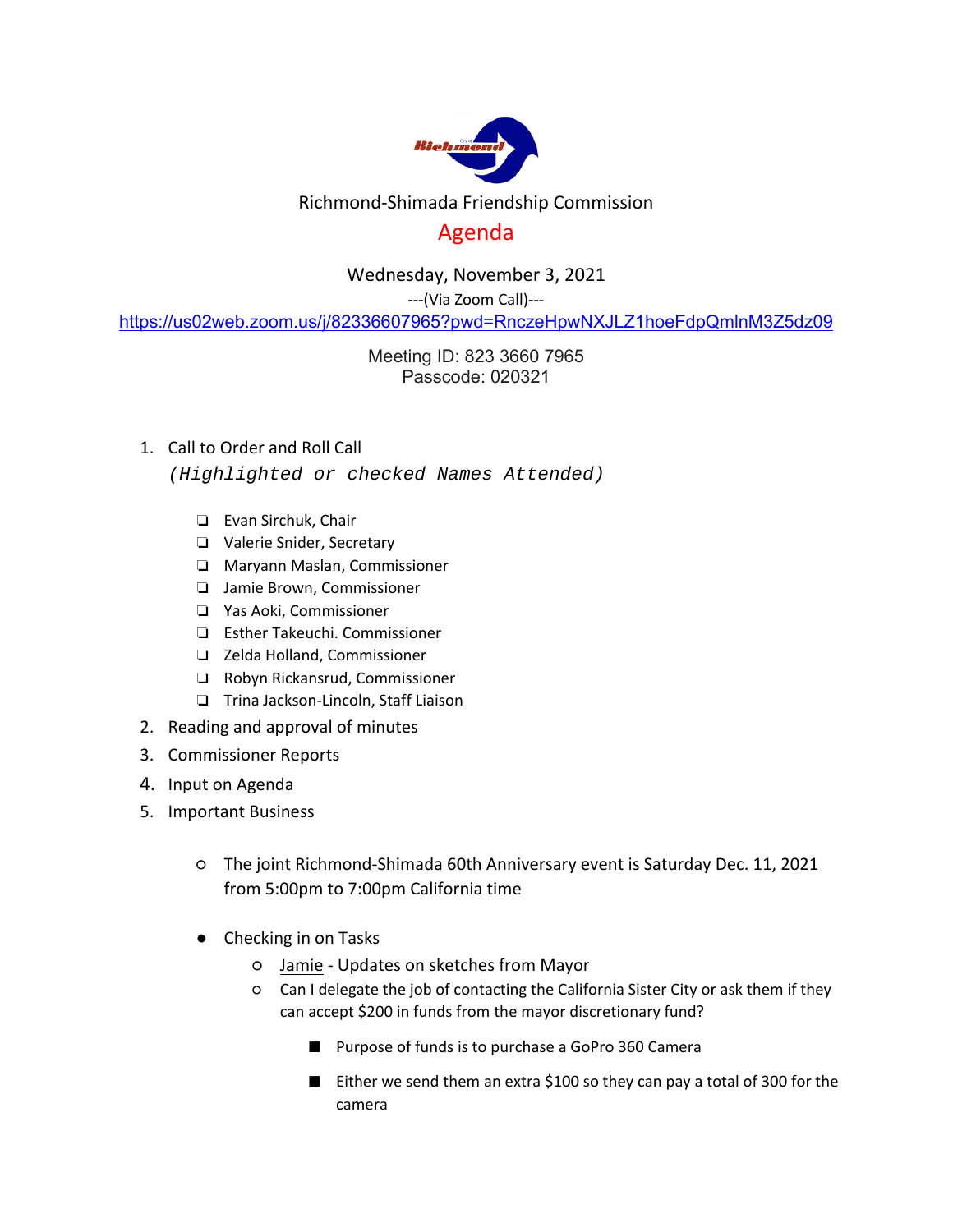Richmond-Shimada Friendship Commission

# Agenda

Wednesday, November 3, 2021

---(Via Zoom Call)---

https://us02web.zoom.us/j/82336607965?pwd=RnczeHpwNXJLZ1hoeFdpQmlnM3Z5dz09

Meeting ID: 823 3660 7965
Passcode: 020321

1. Call to Order and Roll Call
   *(Highlighted or checked Names Attended)*
   - [ ] Evan Sirchuk, Chair
   - [ ] Valerie Snider, Secretary
   - [ ] Maryann Maslan, Commissioner
   - [ ] Jamie Brown, Commissioner
   - [ ] Yas Aoki, Commissioner
   - [ ] Esther Takeuchi. Commissioner
   - [ ] Zelda Holland, Commissioner
   - [ ] Robyn Rickansrud, Commissioner
   - [ ] Trina Jackson-Lincoln, Staff Liaison
2. Reading and approval of minutes
3. Commissioner Reports
4. Input on Agenda
5. Important Business
   - The joint Richmond-Shimada 60th Anniversary event is Saturday Dec. 11, 2021 from 5:00pm to 7:00pm California time
   - Checking in on Tasks
     - Jamie - Updates on sketches from Mayor
     - Can I delegate the job of contacting the California Sister City or ask them if they can accept $200 in funds from the mayor discretionary fund?
       - Purpose of funds is to purchase a GoPro 360 Camera
       - Either we send them an extra $100 so they can pay a total of 300 for the camera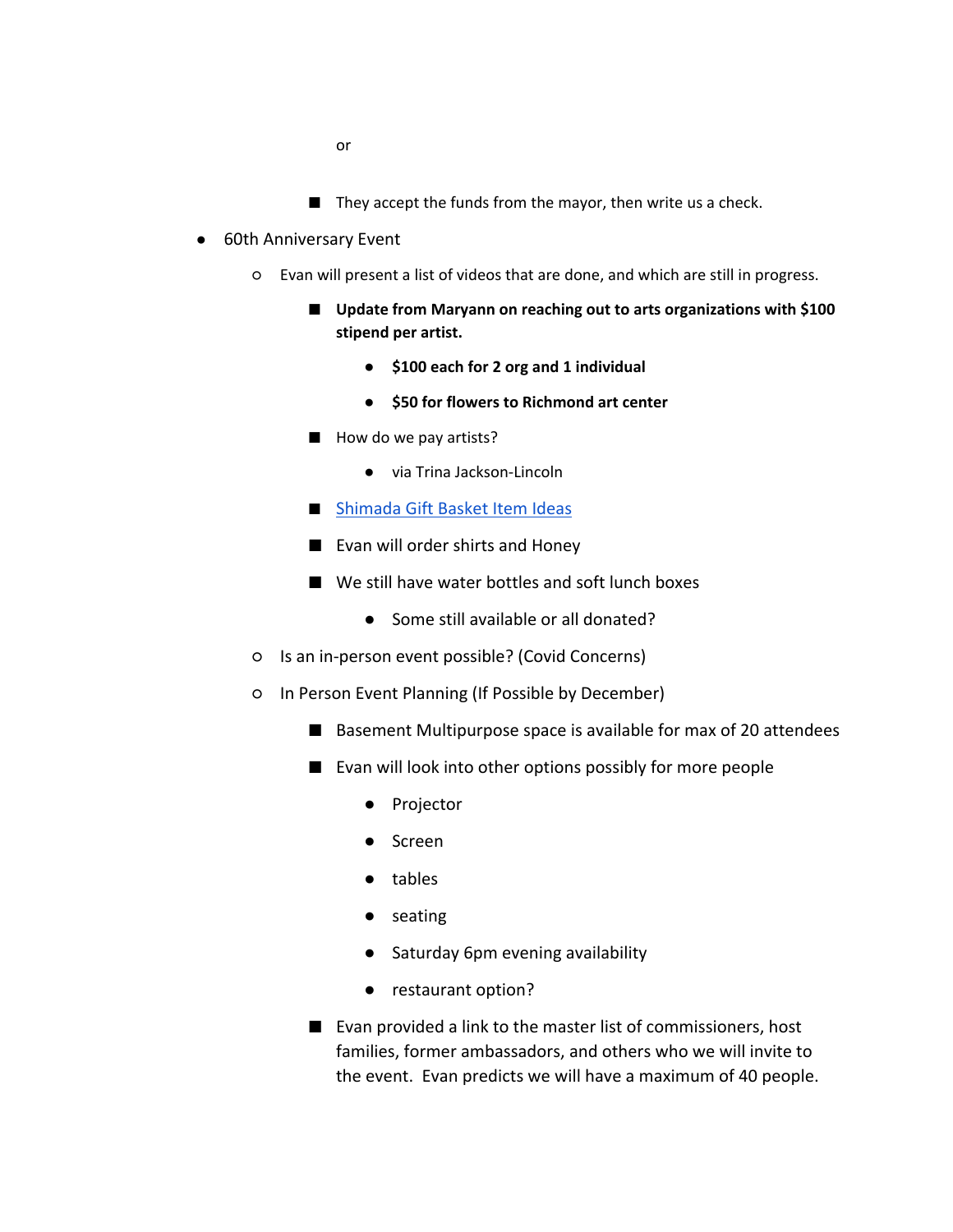or

      - They accept the funds from the mayor, then write us a check.

- 60th Anniversary Event
  - Evan will present a list of videos that are done, and which are still in progress.
      - **Update from Maryann on reaching out to arts organizations with $100 stipend per artist.**
        - **$100 each for 2 org and 1 individual**
        - **$50 for flowers to Richmond art center**
      - How do we pay artists?
        - via Trina Jackson-Lincoln
      - [Shimada Gift Basket Item Ideas]()
      - Evan will order shirts and Honey
      - We still have water bottles and soft lunch boxes
        - Some still available or all donated?
  - Is an in-person event possible? (Covid Concerns)
  - In Person Event Planning (If Possible by December)
      - Basement Multipurpose space is available for max of 20 attendees
      - Evan will look into other options possibly for more people
        - Projector
        - Screen
        - tables
        - seating
        - Saturday 6pm evening availability
        - restaurant option?
      - Evan provided a link to the master list of commissioners, host families, former ambassadors, and others who we will invite to the event. Evan predicts we will have a maximum of 40 people.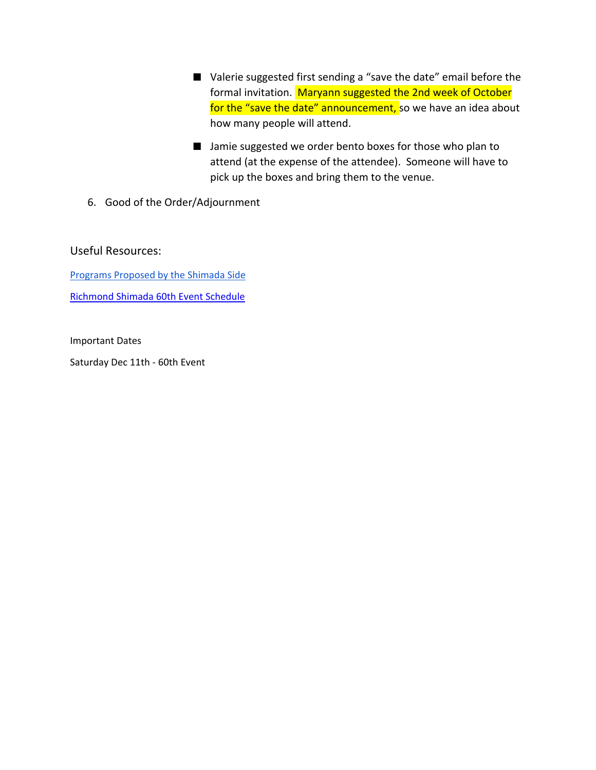- Valerie suggested first sending a "save the date" email before the formal invitation. Maryann suggested the 2nd week of October for the "save the date" announcement, so we have an idea about how many people will attend.
- Jamie suggested we order bento boxes for those who plan to attend (at the expense of the attendee). Someone will have to pick up the boxes and bring them to the venue.

6. Good of the Order/Adjournment

## Useful Resources:

[Programs Proposed by the Shimada Side]

[Richmond Shimada 60th Event Schedule]

Important Dates

Saturday Dec 11th - 60th Event